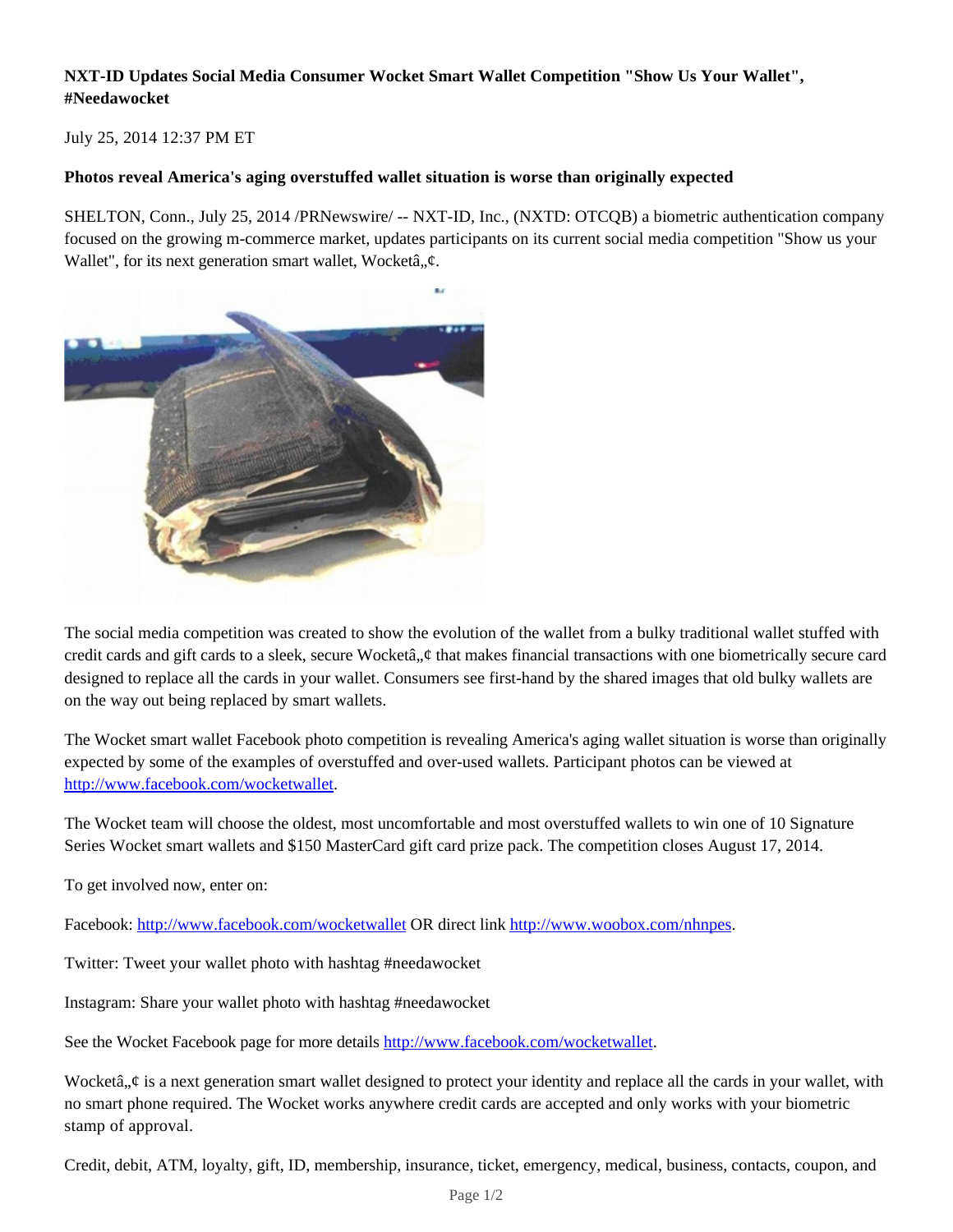**NXT-ID Updates Social Media Consumer Wocket Smart Wallet Competition "Show Us Your Wallet", #Needawocket**

July 25, 2014 12:37 PM ET

**Photos reveal America's aging overstuffed wallet situation is worse than originally expected**

SHELTON, Conn., July 25, 2014 /PRNewswire/ -- NXT-ID, Inc., (NXTD: OTCQB) a biometric authentication company focused on the growing m-commerce market, updates participants on its current social media competition "Show us your Wallet", for its next generation smart wallet, Wocketâ„¢.

The social media competition was created to show the evolution of the wallet from a bulky traditional wallet stuffed with credit cards and gift cards to a sleek, secure Wocketâ„¢ that makes financial transactions with one biometrically secure card designed to replace all the cards in your wallet. Consumers see first-hand by the shared images that old bulky wallets are on the way out being replaced by smart wallets.

The Wocket smart wallet Facebook photo competition is revealing America's aging wallet situation is worse than originally expected by some of the examples of overstuffed and over-used wallets. Participant photos can be viewed at http://www.facebook.com/wocketwallet.

The Wocket team will choose the oldest, most uncomfortable and most overstuffed wallets to win one of 10 Signature Series Wocket smart wallets and $150 MasterCard gift card prize pack. The competition closes August 17, 2014.

To get involved now, enter on:

Facebook: http://www.facebook.com/wocketwallet OR direct link http://www.woobox.com/nhnpes.

Twitter: Tweet your wallet photo with hashtag #needawocket

Instagram: Share your wallet photo with hashtag #needawocket

See the Wocket Facebook page for more details http://www.facebook.com/wocketwallet.

Wocketâ„¢ is a next generation smart wallet designed to protect your identity and replace all the cards in your wallet, with no smart phone required. The Wocket works anywhere credit cards are accepted and only works with your biometric stamp of approval.

Credit, debit, ATM, loyalty, gift, ID, membership, insurance, ticket, emergency, medical, business, contacts, coupon, and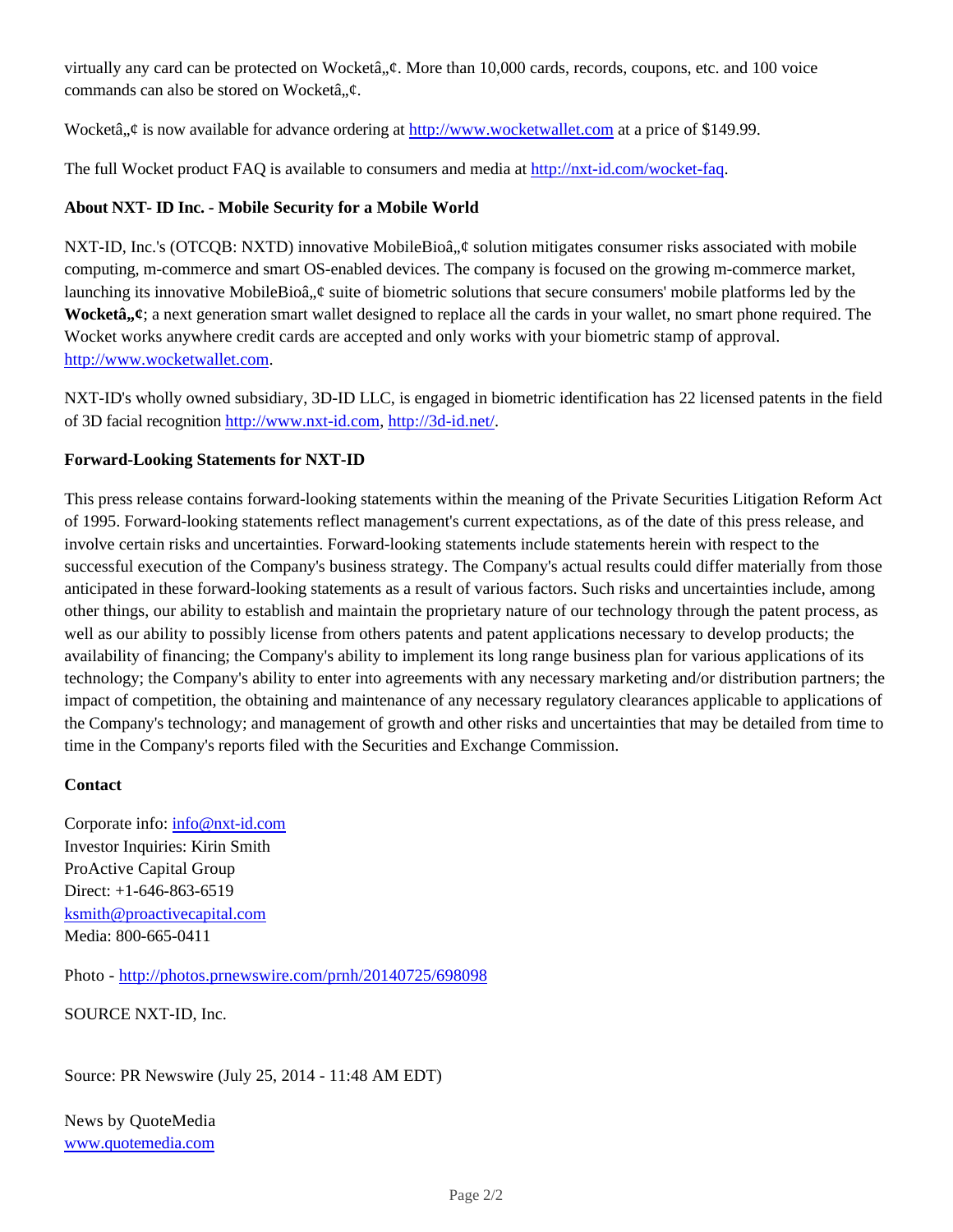virtually any card can be protected on Wocketâ„¢. More than 10,000 cards, records, coupons, etc. and 100 voice commands can also be stored on Wocketâ„¢.

Wocketâ„¢ is now available for advance ordering at http://www.wocketwallet.com at a price of $149.99.

The full Wocket product FAQ is available to consumers and media at http://nxt-id.com/wocket-faq.

**About NXT- ID Inc. - Mobile Security for a Mobile World**

NXT-ID, Inc.'s (OTCQB: NXTD) innovative MobileBioâ„¢ solution mitigates consumer risks associated with mobile computing, m-commerce and smart OS-enabled devices. The company is focused on the growing m-commerce market, launching its innovative MobileBioâ„¢ suite of biometric solutions that secure consumers' mobile platforms led by the **Wocketâ„¢**; a next generation smart wallet designed to replace all the cards in your wallet, no smart phone required. The Wocket works anywhere credit cards are accepted and only works with your biometric stamp of approval. http://www.wocketwallet.com.

NXT-ID's wholly owned subsidiary, 3D-ID LLC, is engaged in biometric identification has 22 licensed patents in the field of 3D facial recognition http://www.nxt-id.com, http://3d-id.net/.

**Forward-Looking Statements for NXT-ID**

This press release contains forward-looking statements within the meaning of the Private Securities Litigation Reform Act of 1995. Forward-looking statements reflect management's current expectations, as of the date of this press release, and involve certain risks and uncertainties. Forward-looking statements include statements herein with respect to the successful execution of the Company's business strategy. The Company's actual results could differ materially from those anticipated in these forward-looking statements as a result of various factors. Such risks and uncertainties include, among other things, our ability to establish and maintain the proprietary nature of our technology through the patent process, as well as our ability to possibly license from others patents and patent applications necessary to develop products; the availability of financing; the Company's ability to implement its long range business plan for various applications of its technology; the Company's ability to enter into agreements with any necessary marketing and/or distribution partners; the impact of competition, the obtaining and maintenance of any necessary regulatory clearances applicable to applications of the Company's technology; and management of growth and other risks and uncertainties that may be detailed from time to time in the Company's reports filed with the Securities and Exchange Commission.

**Contact**

Corporate info: info@nxt-id.com
Investor Inquiries: Kirin Smith
ProActive Capital Group
Direct: +1-646-863-6519
ksmith@proactivecapital.com
Media: 800-665-0411

Photo - http://photos.prnewswire.com/prnh/20140725/698098

SOURCE NXT-ID, Inc.

Source: PR Newswire (July 25, 2014 - 11:48 AM EDT)

News by QuoteMedia
www.quotemedia.com